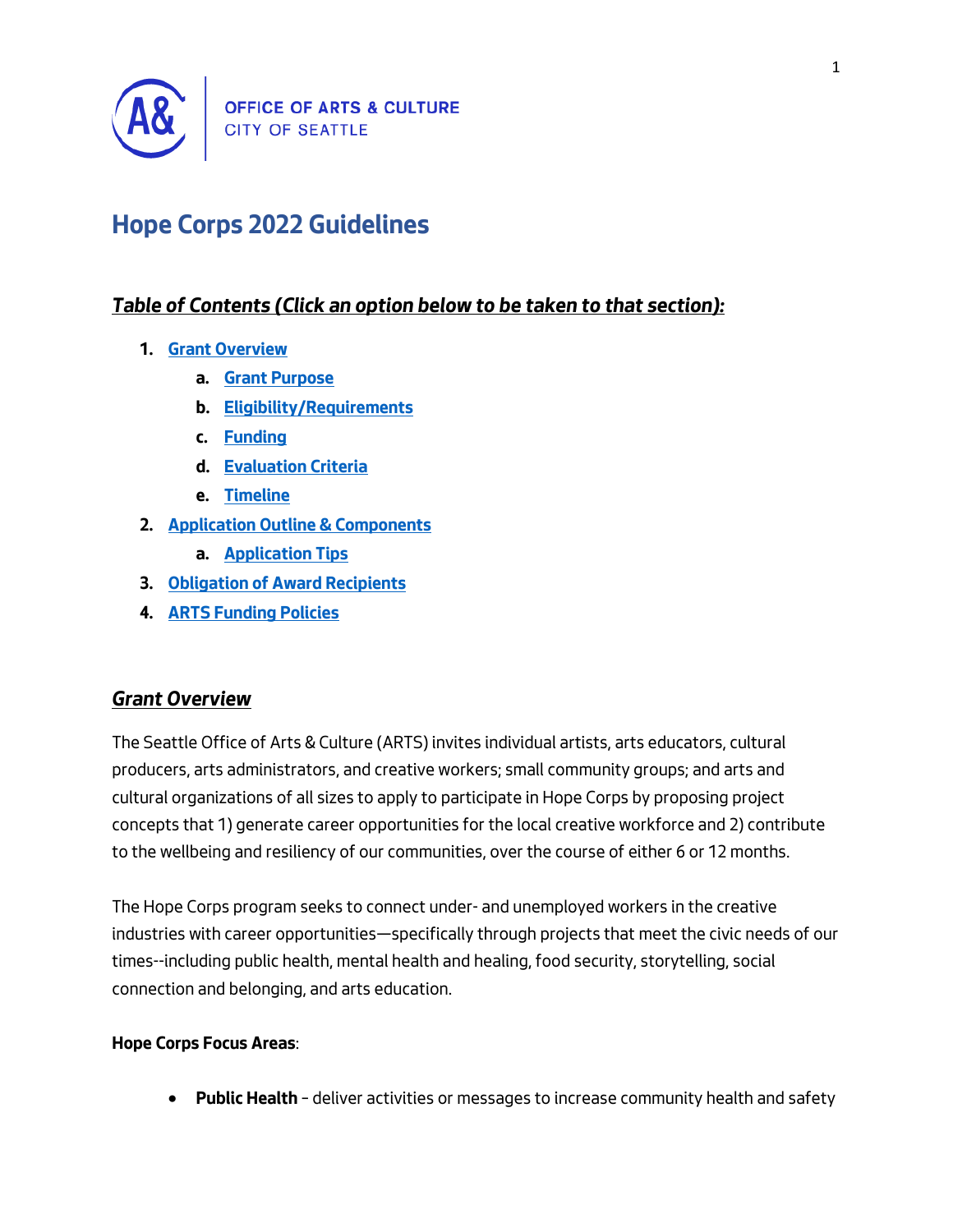OFFICE OF ARTS & CULTURE
CITY OF SEATTLE

# Hope Corps 2022 Guidelines

## ***Table of Contents (Click an option below to be taken to that section):***

1. **Grant Overview**
   a. **Grant Purpose**
   b. **Eligibility/Requirements**
   c. **Funding**
   d. **Evaluation Criteria**
   e. **Timeline**
2. **Application Outline & Components**
   a. **Application Tips**
3. **Obligation of Award Recipients**
4. **ARTS Funding Policies**

## ***Grant Overview***

The Seattle Office of Arts & Culture (ARTS) invites individual artists, arts educators, cultural producers, arts administrators, and creative workers; small community groups; and arts and cultural organizations of all sizes to apply to participate in Hope Corps by proposing project concepts that 1) generate career opportunities for the local creative workforce and 2) contribute to the wellbeing and resiliency of our communities, over the course of either 6 or 12 months.

The Hope Corps program seeks to connect under- and unemployed workers in the creative industries with career opportunities—specifically through projects that meet the civic needs of our times--including public health, mental health and healing, food security, storytelling, social connection and belonging, and arts education.

**Hope Corps Focus Areas**:

- **Public Health** – deliver activities or messages to increase community health and safety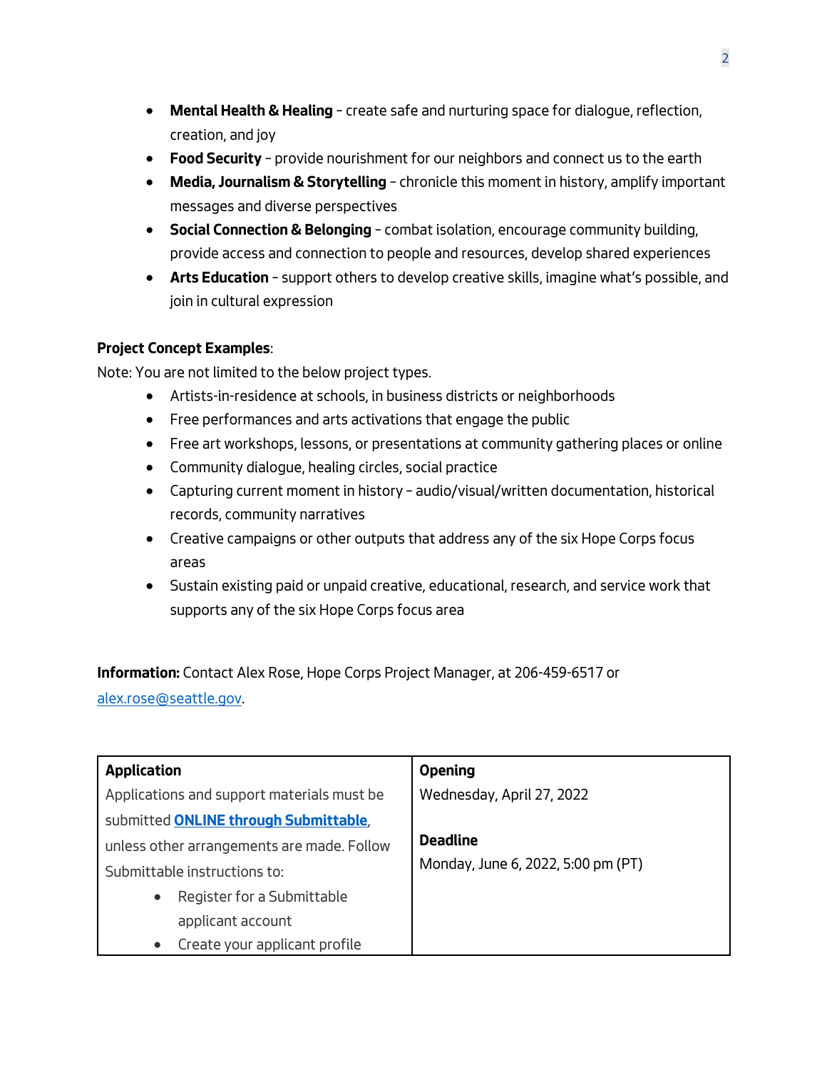- **Mental Health & Healing** – create safe and nurturing space for dialogue, reflection, creation, and joy
- **Food Security** – provide nourishment for our neighbors and connect us to the earth
- **Media, Journalism & Storytelling** – chronicle this moment in history, amplify important messages and diverse perspectives
- **Social Connection & Belonging** – combat isolation, encourage community building, provide access and connection to people and resources, develop shared experiences
- **Arts Education** – support others to develop creative skills, imagine what's possible, and join in cultural expression

**Project Concept Examples**:

Note: You are not limited to the below project types.

- Artists-in-residence at schools, in business districts or neighborhoods
- Free performances and arts activations that engage the public
- Free art workshops, lessons, or presentations at community gathering places or online
- Community dialogue, healing circles, social practice
- Capturing current moment in history – audio/visual/written documentation, historical records, community narratives
- Creative campaigns or other outputs that address any of the six Hope Corps focus areas
- Sustain existing paid or unpaid creative, educational, research, and service work that supports any of the six Hope Corps focus area

**Information:** Contact Alex Rose, Hope Corps Project Manager, at 206-459-6517 or alex.rose@seattle.gov.

| **Application** | **Opening** |
|---|---|
| Applications and support materials must be submitted **ONLINE through Submittable**, unless other arrangements are made. Follow Submittable instructions to:<br>• Register for a Submittable applicant account<br>• Create your applicant profile | Wednesday, April 27, 2022<br><br>**Deadline**<br>Monday, June 6, 2022, 5:00 pm (PT) |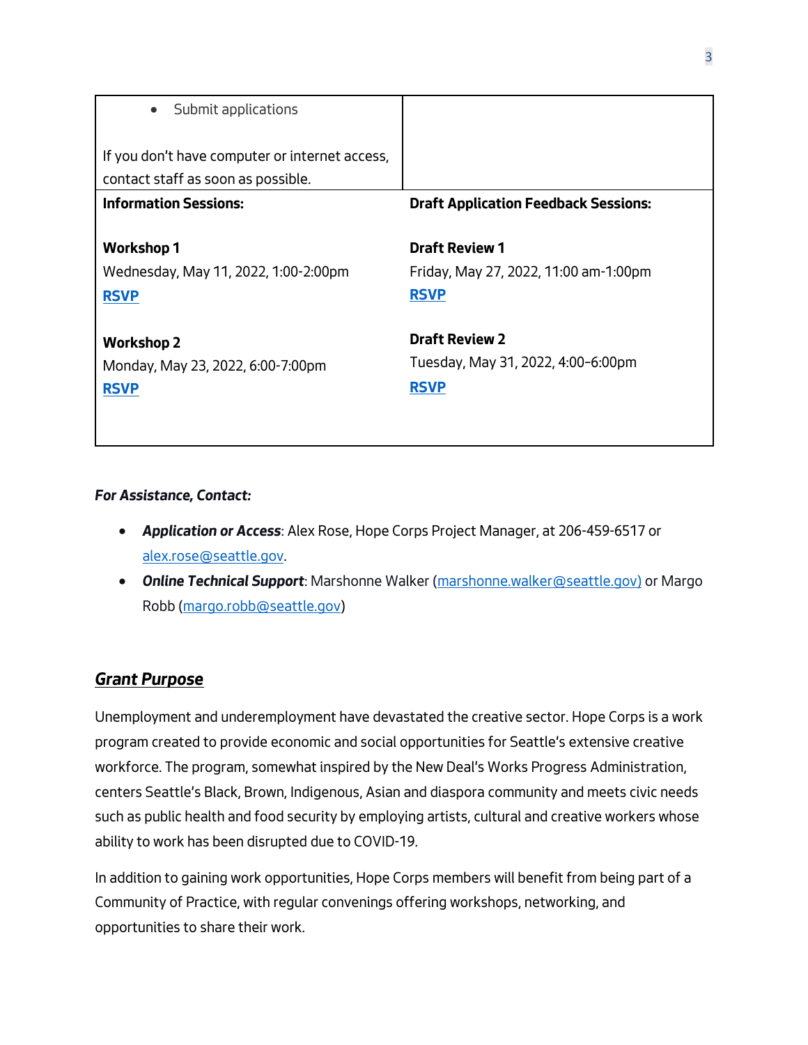| | |
|---|---|
| • Submit applications<br><br>If you don't have computer or internet access, contact staff as soon as possible. | |
| **Information Sessions:**<br><br>**Workshop 1**<br>Wednesday, May 11, 2022, 1:00-2:00pm<br>**RSVP**<br><br>**Workshop 2**<br>Monday, May 23, 2022, 6:00-7:00pm<br>**RSVP** | **Draft Application Feedback Sessions:**<br><br>**Draft Review 1**<br>Friday, May 27, 2022, 11:00 am-1:00pm<br>**RSVP**<br><br>**Draft Review 2**<br>Tuesday, May 31, 2022, 4:00-6:00pm<br>**RSVP** |

***For Assistance, Contact:***

- ***Application or Access***: Alex Rose, Hope Corps Project Manager, at 206-459-6517 or alex.rose@seattle.gov.
- ***Online Technical Support***: Marshonne Walker (marshonne.walker@seattle.gov) or Margo Robb (margo.robb@seattle.gov)

## ***Grant Purpose***

Unemployment and underemployment have devastated the creative sector. Hope Corps is a work program created to provide economic and social opportunities for Seattle's extensive creative workforce. The program, somewhat inspired by the New Deal's Works Progress Administration, centers Seattle's Black, Brown, Indigenous, Asian and diaspora community and meets civic needs such as public health and food security by employing artists, cultural and creative workers whose ability to work has been disrupted due to COVID-19.

In addition to gaining work opportunities, Hope Corps members will benefit from being part of a Community of Practice, with regular convenings offering workshops, networking, and opportunities to share their work.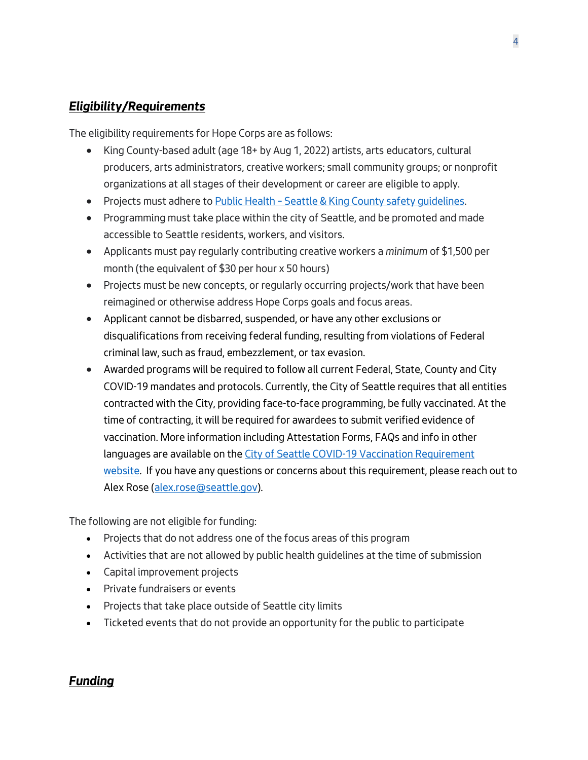## ***Eligibility/Requirements***

The eligibility requirements for Hope Corps are as follows:

- King County-based adult (age 18+ by Aug 1, 2022) artists, arts educators, cultural producers, arts administrators, creative workers; small community groups; or nonprofit organizations at all stages of their development or career are eligible to apply.
- Projects must adhere to [Public Health - Seattle & King County safety guidelines](#).
- Programming must take place within the city of Seattle, and be promoted and made accessible to Seattle residents, workers, and visitors.
- Applicants must pay regularly contributing creative workers a *minimum* of $1,500 per month (the equivalent of $30 per hour x 50 hours)
- Projects must be new concepts, or regularly occurring projects/work that have been reimagined or otherwise address Hope Corps goals and focus areas.
- Applicant cannot be disbarred, suspended, or have any other exclusions or disqualifications from receiving federal funding, resulting from violations of Federal criminal law, such as fraud, embezzlement, or tax evasion.
- Awarded programs will be required to follow all current Federal, State, County and City COVID-19 mandates and protocols. Currently, the City of Seattle requires that all entities contracted with the City, providing face-to-face programming, be fully vaccinated. At the time of contracting, it will be required for awardees to submit verified evidence of vaccination. More information including Attestation Forms, FAQs and info in other languages are available on the [City of Seattle COVID-19 Vaccination Requirement website](#). If you have any questions or concerns about this requirement, please reach out to Alex Rose ([alex.rose@seattle.gov](mailto:alex.rose@seattle.gov)).

The following are not eligible for funding:

- Projects that do not address one of the focus areas of this program
- Activities that are not allowed by public health guidelines at the time of submission
- Capital improvement projects
- Private fundraisers or events
- Projects that take place outside of Seattle city limits
- Ticketed events that do not provide an opportunity for the public to participate

## ***Funding***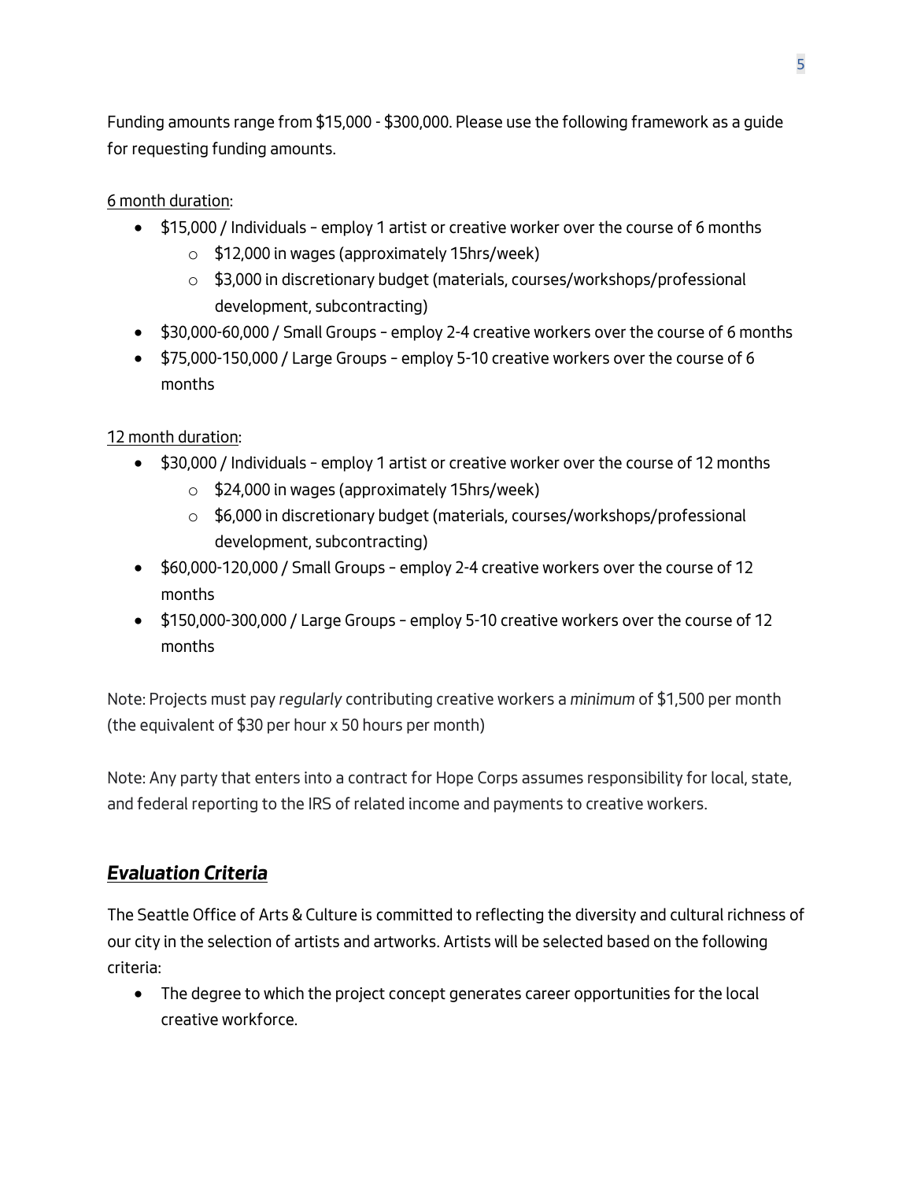Funding amounts range from $15,000 - $300,000. Please use the following framework as a guide for requesting funding amounts.

<u>6 month duration</u>:

- $15,000 / Individuals – employ 1 artist or creative worker over the course of 6 months
  - $12,000 in wages (approximately 15hrs/week)
  - $3,000 in discretionary budget (materials, courses/workshops/professional development, subcontracting)
- $30,000-60,000 / Small Groups – employ 2-4 creative workers over the course of 6 months
- $75,000-150,000 / Large Groups – employ 5-10 creative workers over the course of 6 months

<u>12 month duration</u>:

- $30,000 / Individuals – employ 1 artist or creative worker over the course of 12 months
  - $24,000 in wages (approximately 15hrs/week)
  - $6,000 in discretionary budget (materials, courses/workshops/professional development, subcontracting)
- $60,000-120,000 / Small Groups – employ 2-4 creative workers over the course of 12 months
- $150,000-300,000 / Large Groups – employ 5-10 creative workers over the course of 12 months

Note: Projects must pay *regularly* contributing creative workers a *minimum* of $1,500 per month (the equivalent of $30 per hour x 50 hours per month)

Note: Any party that enters into a contract for Hope Corps assumes responsibility for local, state, and federal reporting to the IRS of related income and payments to creative workers.

## ***<u>Evaluation Criteria</u>***

The Seattle Office of Arts & Culture is committed to reflecting the diversity and cultural richness of our city in the selection of artists and artworks. Artists will be selected based on the following criteria:

- The degree to which the project concept generates career opportunities for the local creative workforce.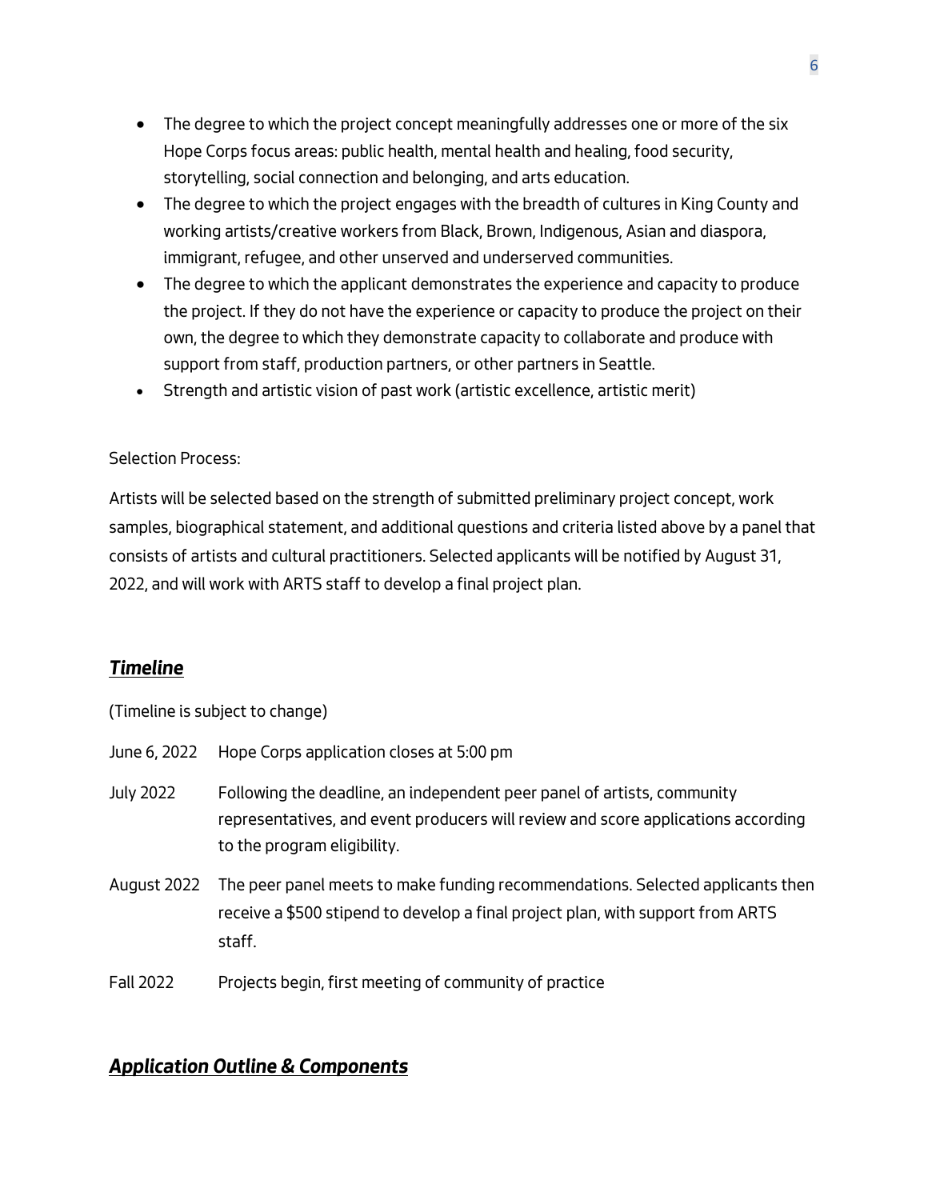- The degree to which the project concept meaningfully addresses one or more of the six Hope Corps focus areas: public health, mental health and healing, food security, storytelling, social connection and belonging, and arts education.
- The degree to which the project engages with the breadth of cultures in King County and working artists/creative workers from Black, Brown, Indigenous, Asian and diaspora, immigrant, refugee, and other unserved and underserved communities.
- The degree to which the applicant demonstrates the experience and capacity to produce the project. If they do not have the experience or capacity to produce the project on their own, the degree to which they demonstrate capacity to collaborate and produce with support from staff, production partners, or other partners in Seattle.
- Strength and artistic vision of past work (artistic excellence, artistic merit)

Selection Process:

Artists will be selected based on the strength of submitted preliminary project concept, work samples, biographical statement, and additional questions and criteria listed above by a panel that consists of artists and cultural practitioners. Selected applicants will be notified by August 31, 2022, and will work with ARTS staff to develop a final project plan.

## ***Timeline***

(Timeline is subject to change)

June 6, 2022 Hope Corps application closes at 5:00 pm

July 2022 Following the deadline, an independent peer panel of artists, community representatives, and event producers will review and score applications according to the program eligibility.

August 2022 The peer panel meets to make funding recommendations. Selected applicants then receive a $500 stipend to develop a final project plan, with support from ARTS staff.

Fall 2022 Projects begin, first meeting of community of practice

## ***Application Outline & Components***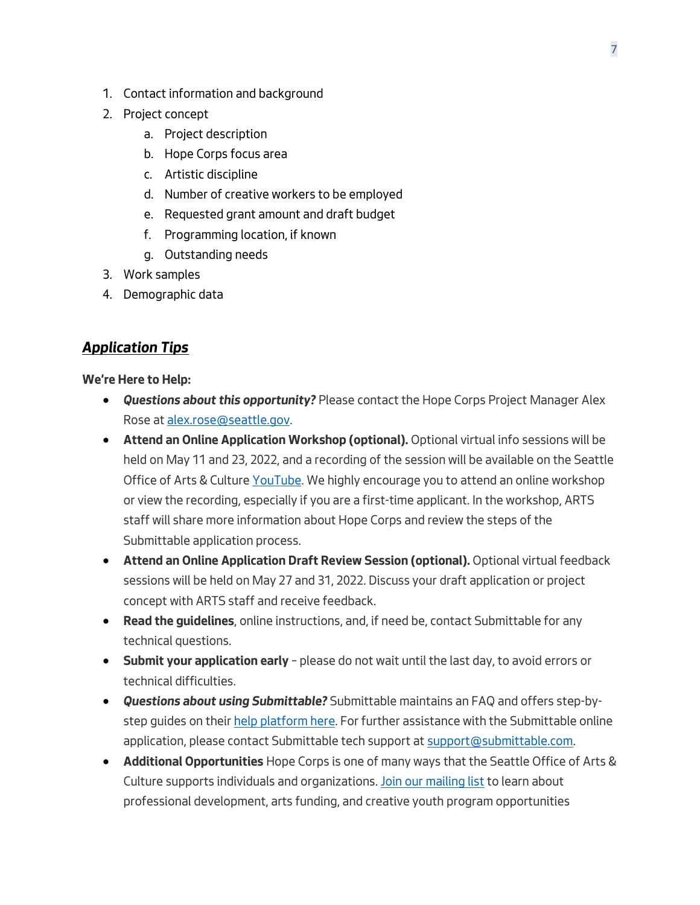1. Contact information and background
2. Project concept
    a. Project description
    b. Hope Corps focus area
    c. Artistic discipline
    d. Number of creative workers to be employed
    e. Requested grant amount and draft budget
    f. Programming location, if known
    g. Outstanding needs
3. Work samples
4. Demographic data

## ***Application Tips***

**We're Here to Help:**

- ***Questions about this opportunity?*** Please contact the Hope Corps Project Manager Alex Rose at alex.rose@seattle.gov.
- **Attend an Online Application Workshop (optional).** Optional virtual info sessions will be held on May 11 and 23, 2022, and a recording of the session will be available on the Seattle Office of Arts & Culture YouTube. We highly encourage you to attend an online workshop or view the recording, especially if you are a first-time applicant. In the workshop, ARTS staff will share more information about Hope Corps and review the steps of the Submittable application process.
- **Attend an Online Application Draft Review Session (optional).** Optional virtual feedback sessions will be held on May 27 and 31, 2022. Discuss your draft application or project concept with ARTS staff and receive feedback.
- **Read the guidelines**, online instructions, and, if need be, contact Submittable for any technical questions.
- **Submit your application early** – please do not wait until the last day, to avoid errors or technical difficulties.
- ***Questions about using Submittable?*** Submittable maintains an FAQ and offers step-by-step guides on their help platform here. For further assistance with the Submittable online application, please contact Submittable tech support at support@submittable.com.
- **Additional Opportunities** Hope Corps is one of many ways that the Seattle Office of Arts & Culture supports individuals and organizations. Join our mailing list to learn about professional development, arts funding, and creative youth program opportunities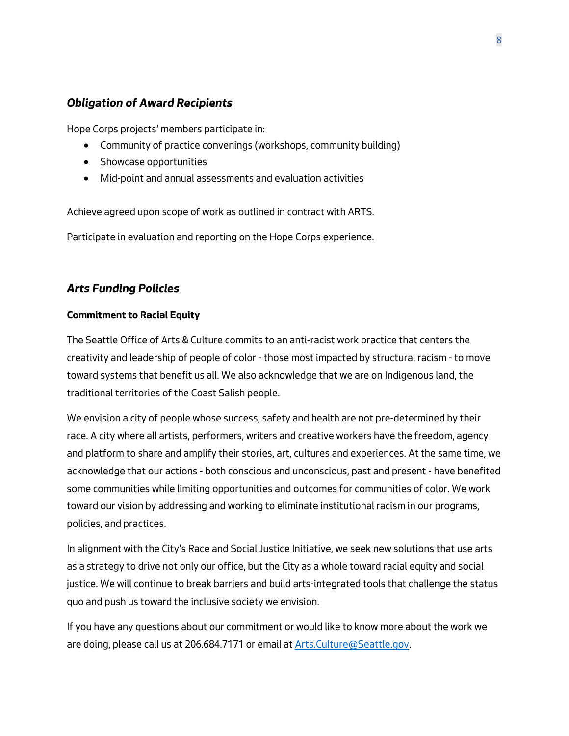## ***Obligation of Award Recipients***

Hope Corps projects' members participate in:

- Community of practice convenings (workshops, community building)
- Showcase opportunities
- Mid-point and annual assessments and evaluation activities

Achieve agreed upon scope of work as outlined in contract with ARTS.

Participate in evaluation and reporting on the Hope Corps experience.

## ***Arts Funding Policies***

**Commitment to Racial Equity**

The Seattle Office of Arts & Culture commits to an anti-racist work practice that centers the creativity and leadership of people of color - those most impacted by structural racism - to move toward systems that benefit us all. We also acknowledge that we are on Indigenous land, the traditional territories of the Coast Salish people.

We envision a city of people whose success, safety and health are not pre-determined by their race. A city where all artists, performers, writers and creative workers have the freedom, agency and platform to share and amplify their stories, art, cultures and experiences. At the same time, we acknowledge that our actions - both conscious and unconscious, past and present - have benefited some communities while limiting opportunities and outcomes for communities of color. We work toward our vision by addressing and working to eliminate institutional racism in our programs, policies, and practices.

In alignment with the City's Race and Social Justice Initiative, we seek new solutions that use arts as a strategy to drive not only our office, but the City as a whole toward racial equity and social justice. We will continue to break barriers and build arts-integrated tools that challenge the status quo and push us toward the inclusive society we envision.

If you have any questions about our commitment or would like to know more about the work we are doing, please call us at 206.684.7171 or email at [Arts.Culture@Seattle.gov](mailto:Arts.Culture@Seattle.gov).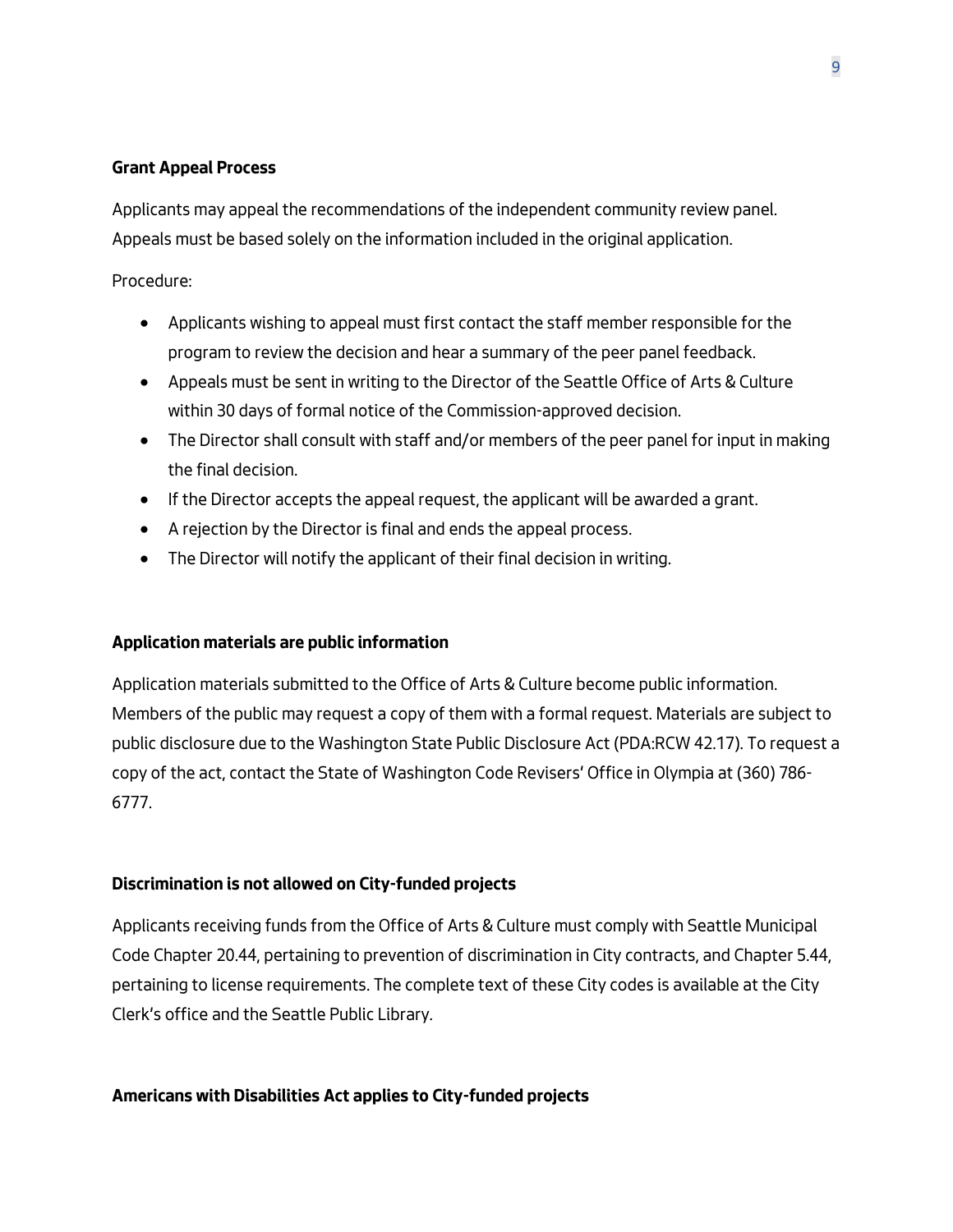**Grant Appeal Process**

Applicants may appeal the recommendations of the independent community review panel. Appeals must be based solely on the information included in the original application.

Procedure:

- Applicants wishing to appeal must first contact the staff member responsible for the program to review the decision and hear a summary of the peer panel feedback.
- Appeals must be sent in writing to the Director of the Seattle Office of Arts & Culture within 30 days of formal notice of the Commission-approved decision.
- The Director shall consult with staff and/or members of the peer panel for input in making the final decision.
- If the Director accepts the appeal request, the applicant will be awarded a grant.
- A rejection by the Director is final and ends the appeal process.
- The Director will notify the applicant of their final decision in writing.

**Application materials are public information**

Application materials submitted to the Office of Arts & Culture become public information. Members of the public may request a copy of them with a formal request. Materials are subject to public disclosure due to the Washington State Public Disclosure Act (PDA:RCW 42.17). To request a copy of the act, contact the State of Washington Code Revisers' Office in Olympia at (360) 786-6777.

**Discrimination is not allowed on City-funded projects**

Applicants receiving funds from the Office of Arts & Culture must comply with Seattle Municipal Code Chapter 20.44, pertaining to prevention of discrimination in City contracts, and Chapter 5.44, pertaining to license requirements. The complete text of these City codes is available at the City Clerk's office and the Seattle Public Library.

**Americans with Disabilities Act applies to City-funded projects**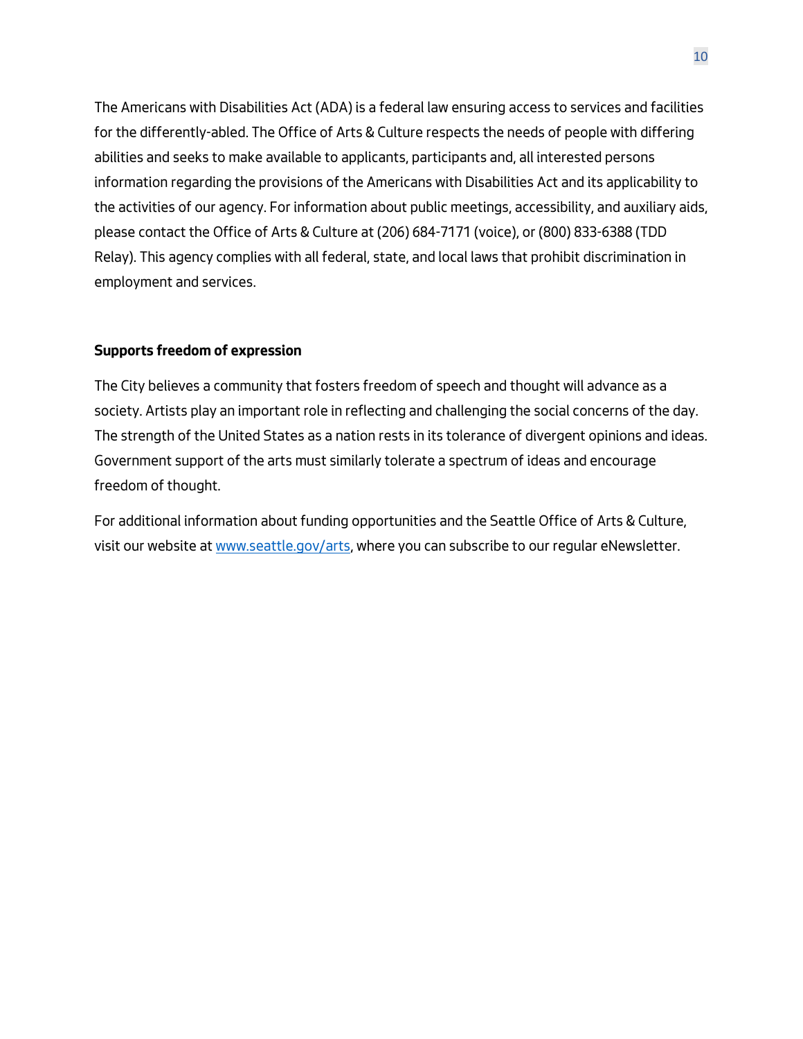The Americans with Disabilities Act (ADA) is a federal law ensuring access to services and facilities for the differently-abled. The Office of Arts & Culture respects the needs of people with differing abilities and seeks to make available to applicants, participants and, all interested persons information regarding the provisions of the Americans with Disabilities Act and its applicability to the activities of our agency. For information about public meetings, accessibility, and auxiliary aids, please contact the Office of Arts & Culture at (206) 684-7171 (voice), or (800) 833-6388 (TDD Relay). This agency complies with all federal, state, and local laws that prohibit discrimination in employment and services.

**Supports freedom of expression**

The City believes a community that fosters freedom of speech and thought will advance as a society. Artists play an important role in reflecting and challenging the social concerns of the day. The strength of the United States as a nation rests in its tolerance of divergent opinions and ideas. Government support of the arts must similarly tolerate a spectrum of ideas and encourage freedom of thought.

For additional information about funding opportunities and the Seattle Office of Arts & Culture, visit our website at [www.seattle.gov/arts](http://www.seattle.gov/arts), where you can subscribe to our regular eNewsletter.